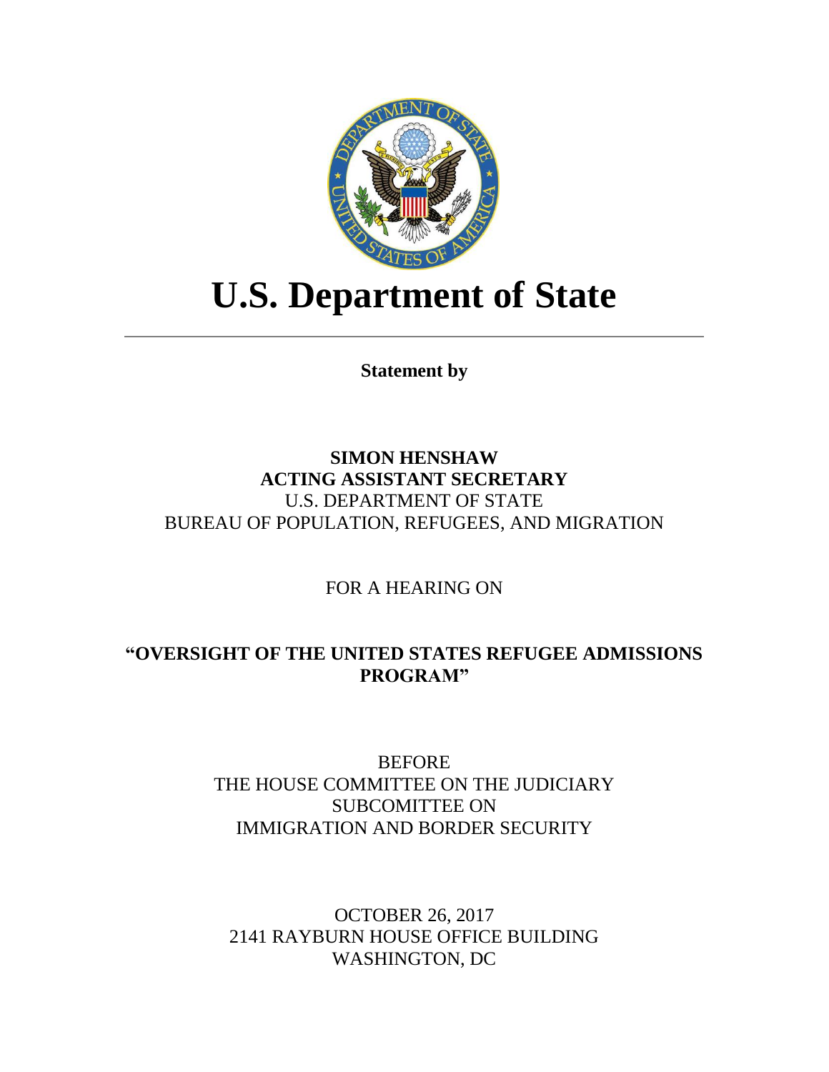# U.S. Department of State

---

**Statement by**

**SIMON HENSHAW**
**ACTING ASSISTANT SECRETARY**
U.S. DEPARTMENT OF STATE
BUREAU OF POPULATION, REFUGEES, AND MIGRATION

FOR A HEARING ON

**"OVERSIGHT OF THE UNITED STATES REFUGEE ADMISSIONS PROGRAM"**

BEFORE
THE HOUSE COMMITTEE ON THE JUDICIARY
SUBCOMITTEE ON
IMMIGRATION AND BORDER SECURITY

OCTOBER 26, 2017
2141 RAYBURN HOUSE OFFICE BUILDING
WASHINGTON, DC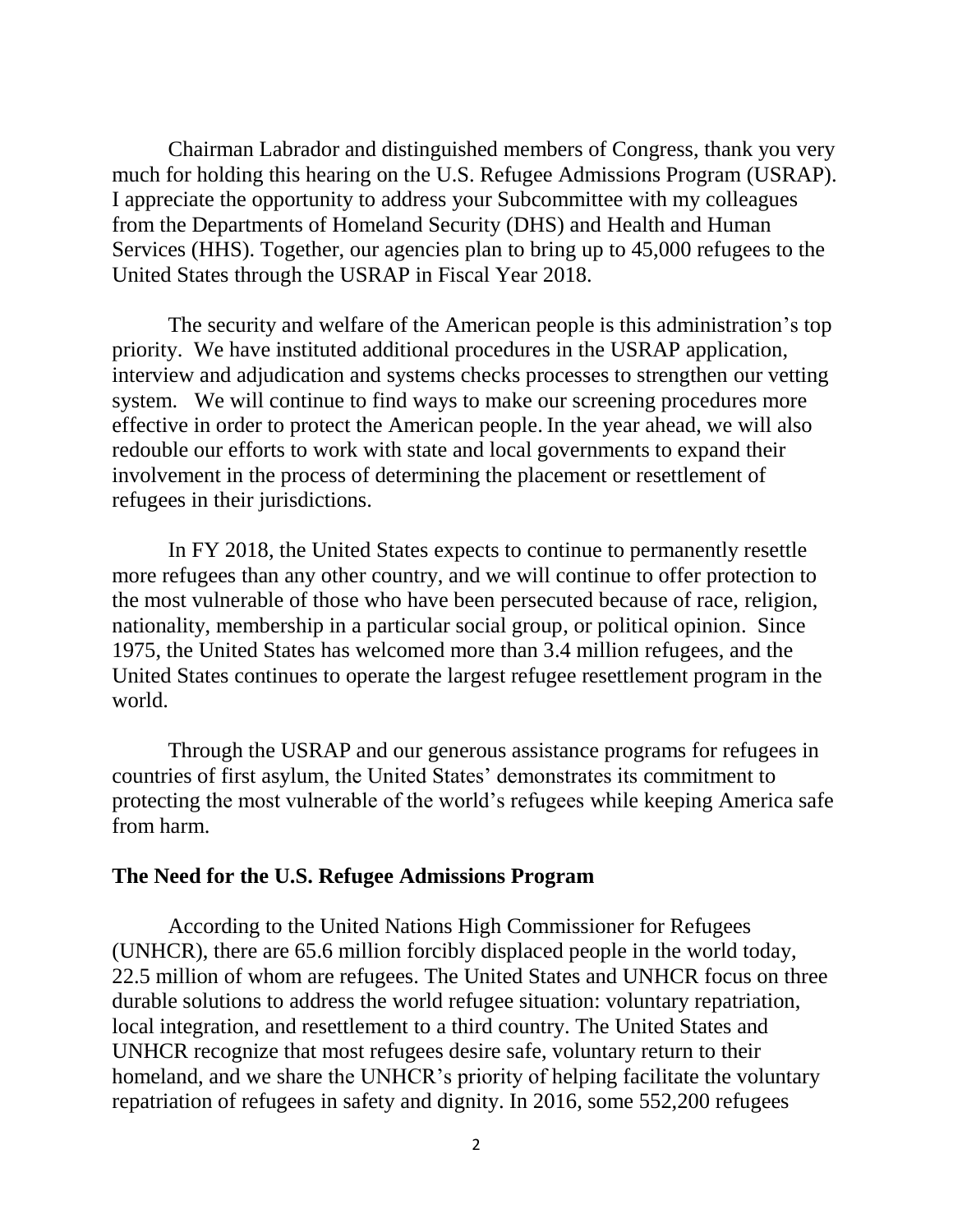Chairman Labrador and distinguished members of Congress, thank you very much for holding this hearing on the U.S. Refugee Admissions Program (USRAP). I appreciate the opportunity to address your Subcommittee with my colleagues from the Departments of Homeland Security (DHS) and Health and Human Services (HHS). Together, our agencies plan to bring up to 45,000 refugees to the United States through the USRAP in Fiscal Year 2018.

The security and welfare of the American people is this administration's top priority. We have instituted additional procedures in the USRAP application, interview and adjudication and systems checks processes to strengthen our vetting system. We will continue to find ways to make our screening procedures more effective in order to protect the American people. In the year ahead, we will also redouble our efforts to work with state and local governments to expand their involvement in the process of determining the placement or resettlement of refugees in their jurisdictions.

In FY 2018, the United States expects to continue to permanently resettle more refugees than any other country, and we will continue to offer protection to the most vulnerable of those who have been persecuted because of race, religion, nationality, membership in a particular social group, or political opinion. Since 1975, the United States has welcomed more than 3.4 million refugees, and the United States continues to operate the largest refugee resettlement program in the world.

Through the USRAP and our generous assistance programs for refugees in countries of first asylum, the United States' demonstrates its commitment to protecting the most vulnerable of the world's refugees while keeping America safe from harm.

## The Need for the U.S. Refugee Admissions Program

According to the United Nations High Commissioner for Refugees (UNHCR), there are 65.6 million forcibly displaced people in the world today, 22.5 million of whom are refugees. The United States and UNHCR focus on three durable solutions to address the world refugee situation: voluntary repatriation, local integration, and resettlement to a third country. The United States and UNHCR recognize that most refugees desire safe, voluntary return to their homeland, and we share the UNHCR's priority of helping facilitate the voluntary repatriation of refugees in safety and dignity. In 2016, some 552,200 refugees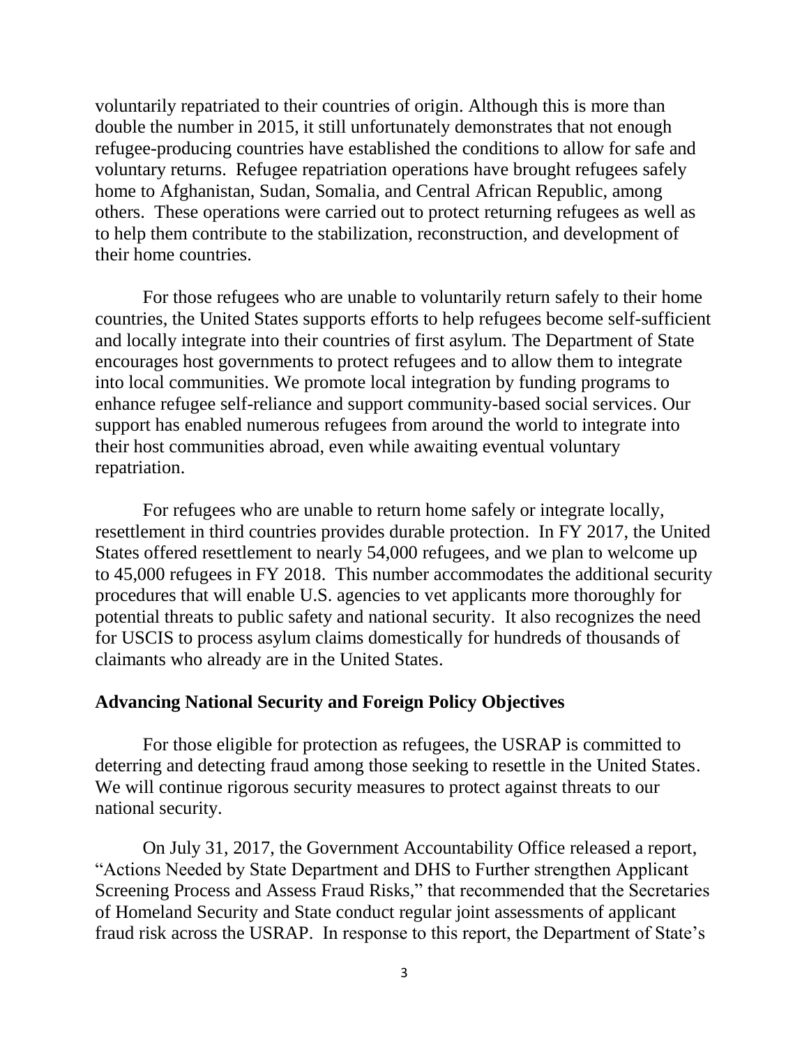voluntarily repatriated to their countries of origin. Although this is more than double the number in 2015, it still unfortunately demonstrates that not enough refugee-producing countries have established the conditions to allow for safe and voluntary returns. Refugee repatriation operations have brought refugees safely home to Afghanistan, Sudan, Somalia, and Central African Republic, among others. These operations were carried out to protect returning refugees as well as to help them contribute to the stabilization, reconstruction, and development of their home countries.

For those refugees who are unable to voluntarily return safely to their home countries, the United States supports efforts to help refugees become self-sufficient and locally integrate into their countries of first asylum. The Department of State encourages host governments to protect refugees and to allow them to integrate into local communities. We promote local integration by funding programs to enhance refugee self-reliance and support community-based social services. Our support has enabled numerous refugees from around the world to integrate into their host communities abroad, even while awaiting eventual voluntary repatriation.

For refugees who are unable to return home safely or integrate locally, resettlement in third countries provides durable protection. In FY 2017, the United States offered resettlement to nearly 54,000 refugees, and we plan to welcome up to 45,000 refugees in FY 2018. This number accommodates the additional security procedures that will enable U.S. agencies to vet applicants more thoroughly for potential threats to public safety and national security. It also recognizes the need for USCIS to process asylum claims domestically for hundreds of thousands of claimants who already are in the United States.

## Advancing National Security and Foreign Policy Objectives

For those eligible for protection as refugees, the USRAP is committed to deterring and detecting fraud among those seeking to resettle in the United States. We will continue rigorous security measures to protect against threats to our national security.

On July 31, 2017, the Government Accountability Office released a report, "Actions Needed by State Department and DHS to Further strengthen Applicant Screening Process and Assess Fraud Risks," that recommended that the Secretaries of Homeland Security and State conduct regular joint assessments of applicant fraud risk across the USRAP. In response to this report, the Department of State's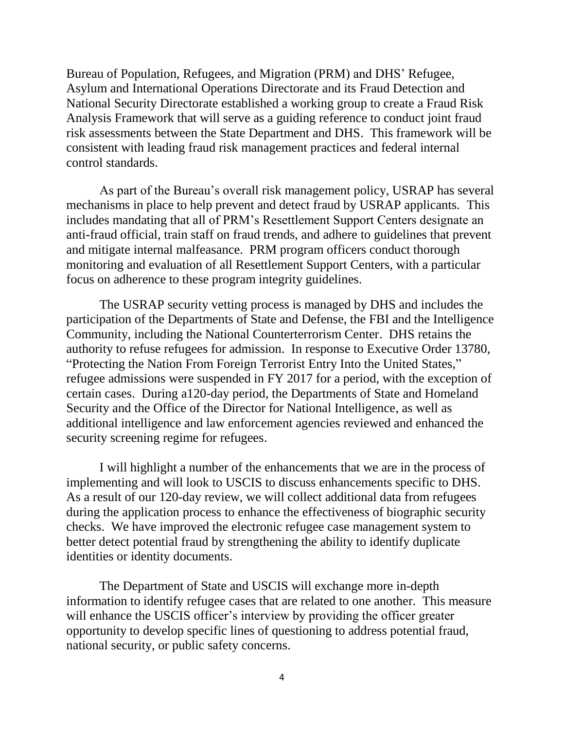Bureau of Population, Refugees, and Migration (PRM) and DHS' Refugee, Asylum and International Operations Directorate and its Fraud Detection and National Security Directorate established a working group to create a Fraud Risk Analysis Framework that will serve as a guiding reference to conduct joint fraud risk assessments between the State Department and DHS. This framework will be consistent with leading fraud risk management practices and federal internal control standards.

As part of the Bureau's overall risk management policy, USRAP has several mechanisms in place to help prevent and detect fraud by USRAP applicants. This includes mandating that all of PRM's Resettlement Support Centers designate an anti-fraud official, train staff on fraud trends, and adhere to guidelines that prevent and mitigate internal malfeasance. PRM program officers conduct thorough monitoring and evaluation of all Resettlement Support Centers, with a particular focus on adherence to these program integrity guidelines.

The USRAP security vetting process is managed by DHS and includes the participation of the Departments of State and Defense, the FBI and the Intelligence Community, including the National Counterterrorism Center. DHS retains the authority to refuse refugees for admission. In response to Executive Order 13780, "Protecting the Nation From Foreign Terrorist Entry Into the United States," refugee admissions were suspended in FY 2017 for a period, with the exception of certain cases. During a120-day period, the Departments of State and Homeland Security and the Office of the Director for National Intelligence, as well as additional intelligence and law enforcement agencies reviewed and enhanced the security screening regime for refugees.

I will highlight a number of the enhancements that we are in the process of implementing and will look to USCIS to discuss enhancements specific to DHS. As a result of our 120-day review, we will collect additional data from refugees during the application process to enhance the effectiveness of biographic security checks. We have improved the electronic refugee case management system to better detect potential fraud by strengthening the ability to identify duplicate identities or identity documents.

The Department of State and USCIS will exchange more in-depth information to identify refugee cases that are related to one another. This measure will enhance the USCIS officer's interview by providing the officer greater opportunity to develop specific lines of questioning to address potential fraud, national security, or public safety concerns.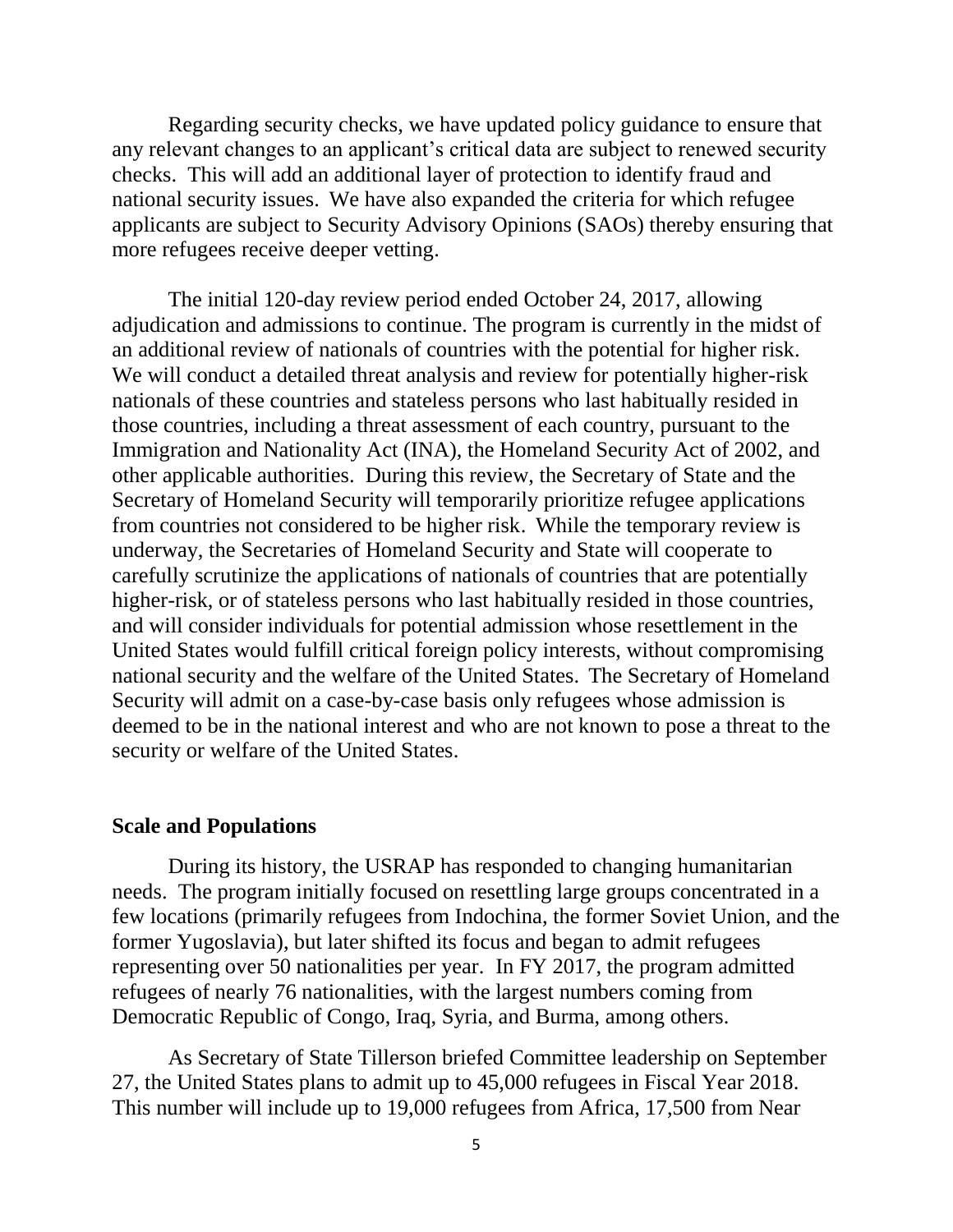Regarding security checks, we have updated policy guidance to ensure that any relevant changes to an applicant's critical data are subject to renewed security checks. This will add an additional layer of protection to identify fraud and national security issues. We have also expanded the criteria for which refugee applicants are subject to Security Advisory Opinions (SAOs) thereby ensuring that more refugees receive deeper vetting.

The initial 120-day review period ended October 24, 2017, allowing adjudication and admissions to continue. The program is currently in the midst of an additional review of nationals of countries with the potential for higher risk. We will conduct a detailed threat analysis and review for potentially higher-risk nationals of these countries and stateless persons who last habitually resided in those countries, including a threat assessment of each country, pursuant to the Immigration and Nationality Act (INA), the Homeland Security Act of 2002, and other applicable authorities. During this review, the Secretary of State and the Secretary of Homeland Security will temporarily prioritize refugee applications from countries not considered to be higher risk. While the temporary review is underway, the Secretaries of Homeland Security and State will cooperate to carefully scrutinize the applications of nationals of countries that are potentially higher-risk, or of stateless persons who last habitually resided in those countries, and will consider individuals for potential admission whose resettlement in the United States would fulfill critical foreign policy interests, without compromising national security and the welfare of the United States. The Secretary of Homeland Security will admit on a case-by-case basis only refugees whose admission is deemed to be in the national interest and who are not known to pose a threat to the security or welfare of the United States.

**Scale and Populations**

During its history, the USRAP has responded to changing humanitarian needs. The program initially focused on resettling large groups concentrated in a few locations (primarily refugees from Indochina, the former Soviet Union, and the former Yugoslavia), but later shifted its focus and began to admit refugees representing over 50 nationalities per year. In FY 2017, the program admitted refugees of nearly 76 nationalities, with the largest numbers coming from Democratic Republic of Congo, Iraq, Syria, and Burma, among others.

As Secretary of State Tillerson briefed Committee leadership on September 27, the United States plans to admit up to 45,000 refugees in Fiscal Year 2018. This number will include up to 19,000 refugees from Africa, 17,500 from Near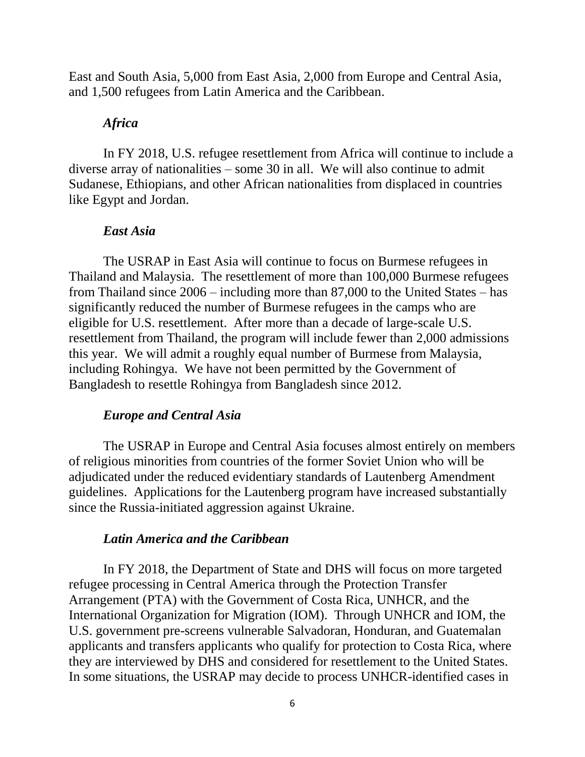East and South Asia, 5,000 from East Asia, 2,000 from Europe and Central Asia, and 1,500 refugees from Latin America and the Caribbean.

### *Africa*

In FY 2018, U.S. refugee resettlement from Africa will continue to include a diverse array of nationalities – some 30 in all. We will also continue to admit Sudanese, Ethiopians, and other African nationalities from displaced in countries like Egypt and Jordan.

### *East Asia*

The USRAP in East Asia will continue to focus on Burmese refugees in Thailand and Malaysia. The resettlement of more than 100,000 Burmese refugees from Thailand since 2006 – including more than 87,000 to the United States – has significantly reduced the number of Burmese refugees in the camps who are eligible for U.S. resettlement. After more than a decade of large-scale U.S. resettlement from Thailand, the program will include fewer than 2,000 admissions this year. We will admit a roughly equal number of Burmese from Malaysia, including Rohingya. We have not been permitted by the Government of Bangladesh to resettle Rohingya from Bangladesh since 2012.

### *Europe and Central Asia*

The USRAP in Europe and Central Asia focuses almost entirely on members of religious minorities from countries of the former Soviet Union who will be adjudicated under the reduced evidentiary standards of Lautenberg Amendment guidelines. Applications for the Lautenberg program have increased substantially since the Russia-initiated aggression against Ukraine.

### *Latin America and the Caribbean*

In FY 2018, the Department of State and DHS will focus on more targeted refugee processing in Central America through the Protection Transfer Arrangement (PTA) with the Government of Costa Rica, UNHCR, and the International Organization for Migration (IOM). Through UNHCR and IOM, the U.S. government pre-screens vulnerable Salvadoran, Honduran, and Guatemalan applicants and transfers applicants who qualify for protection to Costa Rica, where they are interviewed by DHS and considered for resettlement to the United States. In some situations, the USRAP may decide to process UNHCR-identified cases in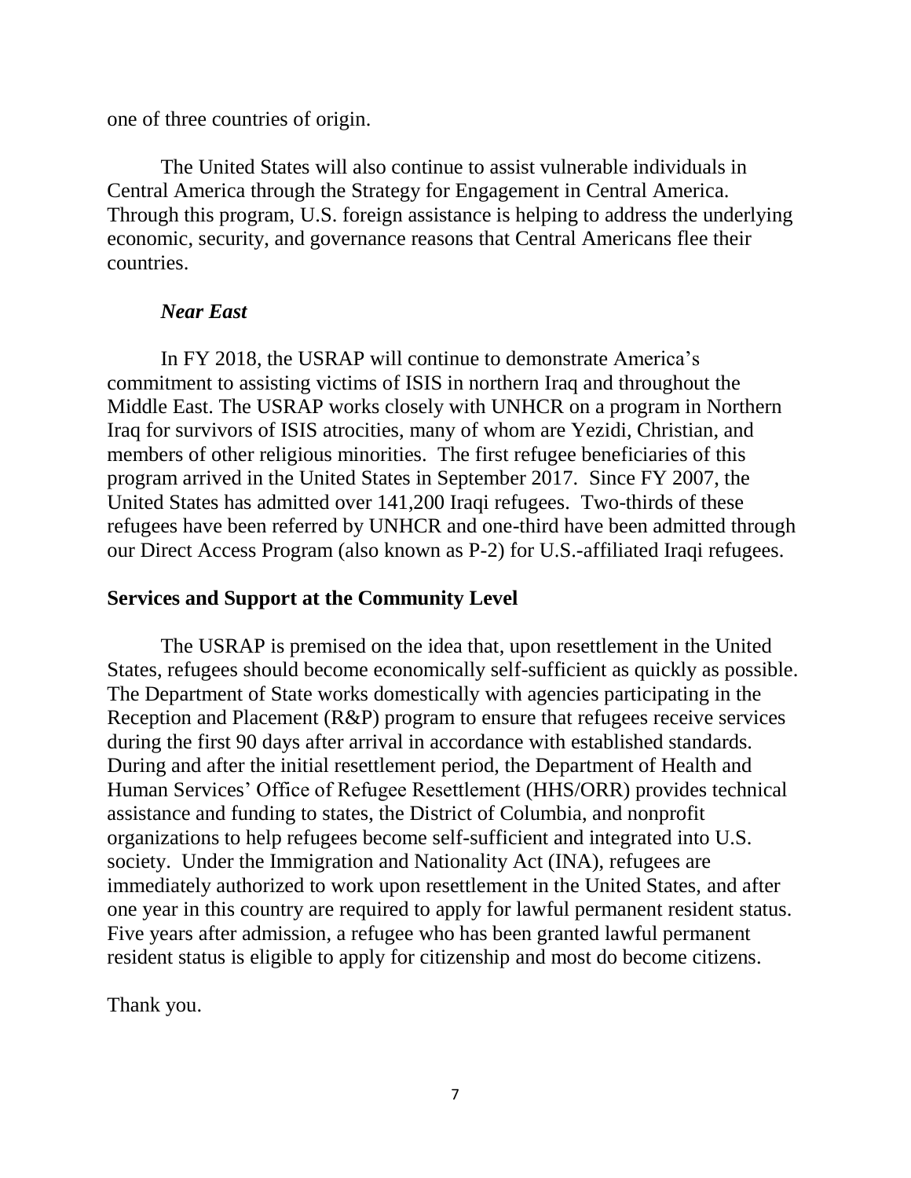one of three countries of origin.

The United States will also continue to assist vulnerable individuals in Central America through the Strategy for Engagement in Central America. Through this program, U.S. foreign assistance is helping to address the underlying economic, security, and governance reasons that Central Americans flee their countries.

### *Near East*

In FY 2018, the USRAP will continue to demonstrate America's commitment to assisting victims of ISIS in northern Iraq and throughout the Middle East. The USRAP works closely with UNHCR on a program in Northern Iraq for survivors of ISIS atrocities, many of whom are Yezidi, Christian, and members of other religious minorities. The first refugee beneficiaries of this program arrived in the United States in September 2017. Since FY 2007, the United States has admitted over 141,200 Iraqi refugees. Two-thirds of these refugees have been referred by UNHCR and one-third have been admitted through our Direct Access Program (also known as P-2) for U.S.-affiliated Iraqi refugees.

## **Services and Support at the Community Level**

The USRAP is premised on the idea that, upon resettlement in the United States, refugees should become economically self-sufficient as quickly as possible. The Department of State works domestically with agencies participating in the Reception and Placement (R&P) program to ensure that refugees receive services during the first 90 days after arrival in accordance with established standards. During and after the initial resettlement period, the Department of Health and Human Services' Office of Refugee Resettlement (HHS/ORR) provides technical assistance and funding to states, the District of Columbia, and nonprofit organizations to help refugees become self-sufficient and integrated into U.S. society. Under the Immigration and Nationality Act (INA), refugees are immediately authorized to work upon resettlement in the United States, and after one year in this country are required to apply for lawful permanent resident status. Five years after admission, a refugee who has been granted lawful permanent resident status is eligible to apply for citizenship and most do become citizens.

Thank you.